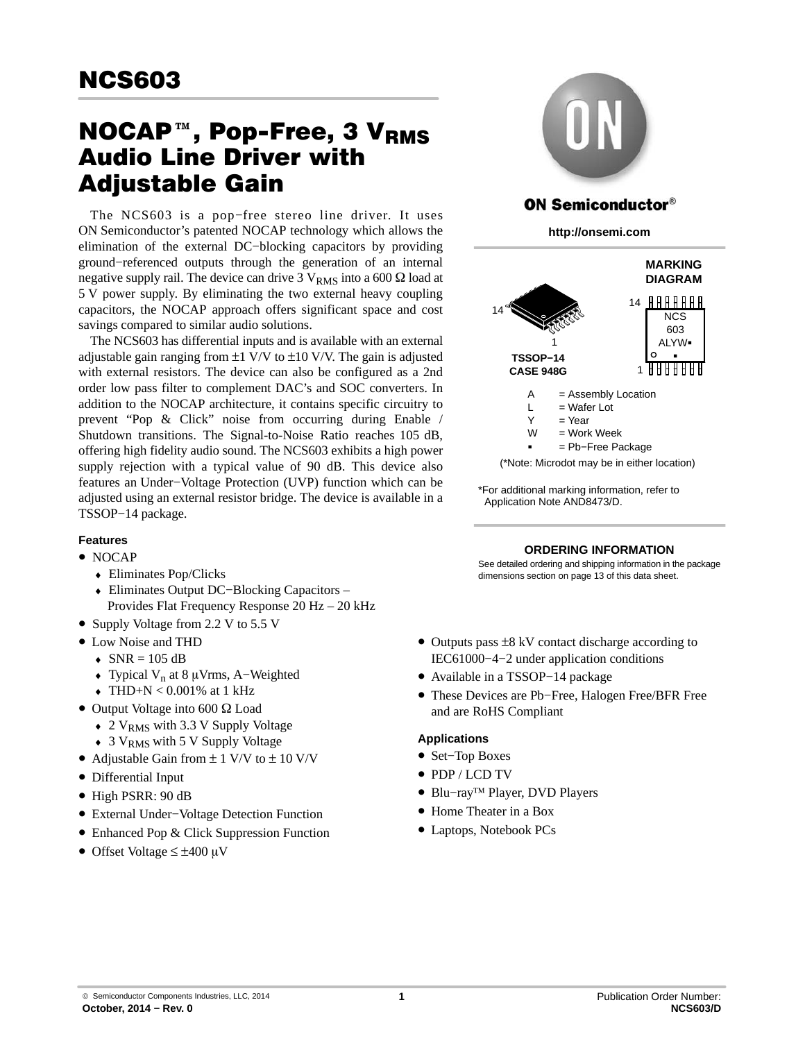# NCS603

## NOCAP™, Pop-Free, 3 $V_{RMS}$ Audio Line Driver with Adjustable Gain

The NCS603 is a pop−free stereo line driver. It uses ON Semiconductor's patented NOCAP technology which allows the elimination of the external DC−blocking capacitors by providing ground−referenced outputs through the generation of an internal negative supply rail. The device can drive 3 $V_{RMS}$ into a 600 Ω load at 5 V power supply. By eliminating the two external heavy coupling capacitors, the NOCAP approach offers significant space and cost savings compared to similar audio solutions.

The NCS603 has differential inputs and is available with an external adjustable gain ranging from ±1 V/V to ±10 V/V. The gain is adjusted with external resistors. The device can also be configured as a 2nd order low pass filter to complement DAC's and SOC converters. In addition to the NOCAP architecture, it contains specific circuitry to prevent "Pop & Click" noise from occurring during Enable / Shutdown transitions. The Signal-to-Noise Ratio reaches 105 dB, offering high fidelity audio sound. The NCS603 exhibits a high power supply rejection with a typical value of 90 dB. This device also features an Under−Voltage Protection (UVP) function which can be adjusted using an external resistor bridge. The device is available in a TSSOP−14 package.

### Features

- NOCAP
  - Eliminates Pop/Clicks
  - Eliminates Output DC−Blocking Capacitors – Provides Flat Frequency Response 20 Hz – 20 kHz
- Supply Voltage from 2.2 V to 5.5 V
- Low Noise and THD
  - SNR = 105 dB
  - Typical $V_n$ at 8 μVrms, A−Weighted
  - THD+N < 0.001% at 1 kHz
- Output Voltage into 600 Ω Load
  - 2 $V_{RMS}$ with 3.3 V Supply Voltage
  - 3 $V_{RMS}$ with 5 V Supply Voltage
- Adjustable Gain from ± 1 V/V to ± 10 V/V
- Differential Input
- High PSRR: 90 dB
- External Under−Voltage Detection Function
- Enhanced Pop & Click Suppression Function
- Offset Voltage ≤ ±400 μV
- Outputs pass ±8 kV contact discharge according to IEC61000−4−2 under application conditions
- Available in a TSSOP−14 package
- These Devices are Pb−Free, Halogen Free/BFR Free and are RoHS Compliant

### Applications

- Set−Top Boxes
- PDP / LCD TV
- Blu−ray™ Player, DVD Players
- Home Theater in a Box
- Laptops, Notebook PCs

**ON Semiconductor®**

**http://onsemi.com**

TSSOP−14
CASE 948G

**MARKING DIAGRAM**

NCS
603
ALYW▪

A = Assembly Location
L = Wafer Lot
Y = Year
W = Work Week
▪ = Pb−Free Package

(*Note: Microdot may be in either location)

*For additional marking information, refer to Application Note AND8473/D.

### ORDERING INFORMATION

See detailed ordering and shipping information in the package dimensions section on page 13 of this data sheet.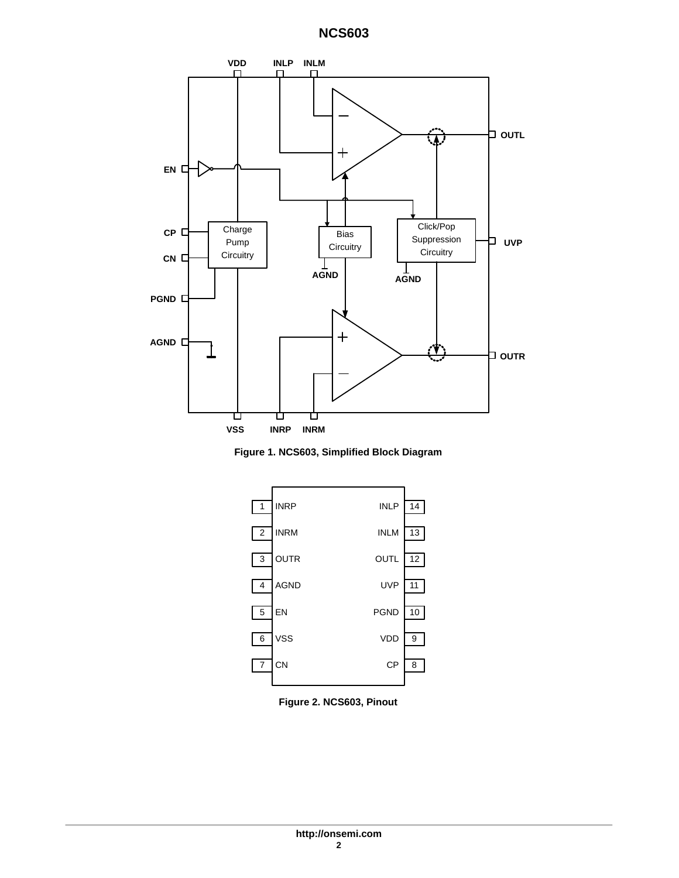Figure 1. NCS603, Simplified Block Diagram

| Pin | Name | Name | Pin |
|---|---|---|---|
| 1 | INRP | INLP | 14 |
| 2 | INRM | INLM | 13 |
| 3 | OUTR | OUTL | 12 |
| 4 | AGND | UVP | 11 |
| 5 | EN | PGND | 10 |
| 6 | VSS | VDD | 9 |
| 7 | CN | CP | 8 |

Figure 2. NCS603, Pinout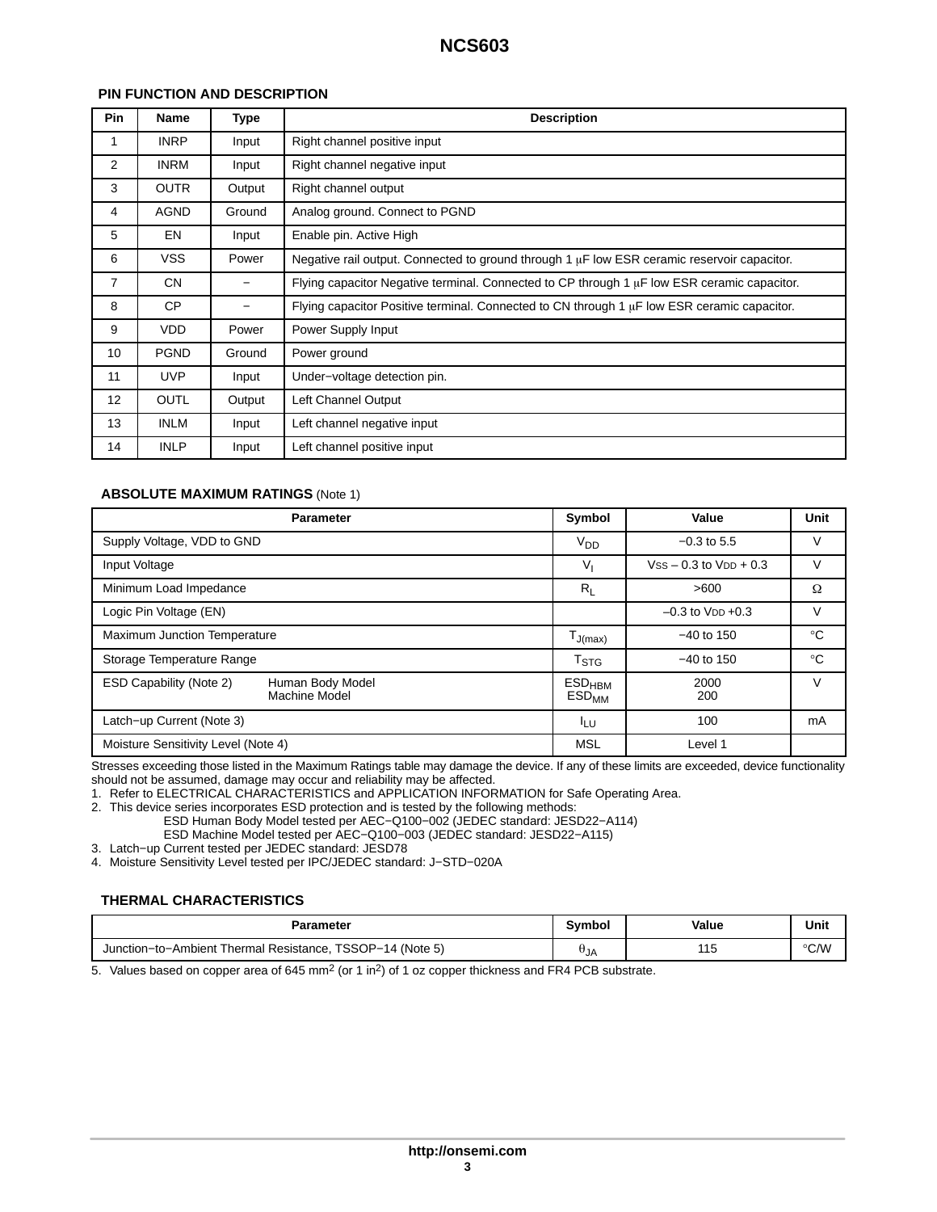### PIN FUNCTION AND DESCRIPTION

| Pin | Name | Type | Description |
|---|---|---|---|
| 1 | INRP | Input | Right channel positive input |
| 2 | INRM | Input | Right channel negative input |
| 3 | OUTR | Output | Right channel output |
| 4 | AGND | Ground | Analog ground. Connect to PGND |
| 5 | EN | Input | Enable pin. Active High |
| 6 | VSS | Power | Negative rail output. Connected to ground through 1 μF low ESR ceramic reservoir capacitor. |
| 7 | CN | − | Flying capacitor Negative terminal. Connected to CP through 1 μF low ESR ceramic capacitor. |
| 8 | CP | − | Flying capacitor Positive terminal. Connected to CN through 1 μF low ESR ceramic capacitor. |
| 9 | VDD | Power | Power Supply Input |
| 10 | PGND | Ground | Power ground |
| 11 | UVP | Input | Under−voltage detection pin. |
| 12 | OUTL | Output | Left Channel Output |
| 13 | INLM | Input | Left channel negative input |
| 14 | INLP | Input | Left channel positive input |

### ABSOLUTE MAXIMUM RATINGS (Note 1)

| Parameter | Symbol | Value | Unit |
|---|---|---|---|
| Supply Voltage, VDD to GND | $V_{DD}$ | −0.3 to 5.5 | V |
| Input Voltage | $V_I$ | $V_{SS}$ – 0.3 to $V_{DD}$ + 0.3 | V |
| Minimum Load Impedance | $R_L$ | >600 | Ω |
| Logic Pin Voltage (EN) | | –0.3 to $V_{DD}$ +0.3 | V |
| Maximum Junction Temperature | $T_{J(max)}$ | −40 to 150 | °C |
| Storage Temperature Range | $T_{STG}$ | −40 to 150 | °C |
| ESD Capability (Note 2) Human Body Model / Machine Model | $ESD_{HBM}$ / $ESD_{MM}$ | 2000 / 200 | V |
| Latch−up Current (Note 3) | $I_{LU}$ | 100 | mA |
| Moisture Sensitivity Level (Note 4) | MSL | Level 1 | |

Stresses exceeding those listed in the Maximum Ratings table may damage the device. If any of these limits are exceeded, device functionality should not be assumed, damage may occur and reliability may be affected.

1. Refer to ELECTRICAL CHARACTERISTICS and APPLICATION INFORMATION for Safe Operating Area.
2. This device series incorporates ESD protection and is tested by the following methods:
   ESD Human Body Model tested per AEC−Q100−002 (JEDEC standard: JESD22−A114)
   ESD Machine Model tested per AEC−Q100−003 (JEDEC standard: JESD22−A115)
3. Latch−up Current tested per JEDEC standard: JESD78
4. Moisture Sensitivity Level tested per IPC/JEDEC standard: J−STD−020A

### THERMAL CHARACTERISTICS

| Parameter | Symbol | Value | Unit |
|---|---|---|---|
| Junction−to−Ambient Thermal Resistance, TSSOP−14 (Note 5) | $\theta_{JA}$ | 115 | °C/W |

5. Values based on copper area of 645 $mm^2$ (or 1 $in^2$) of 1 oz copper thickness and FR4 PCB substrate.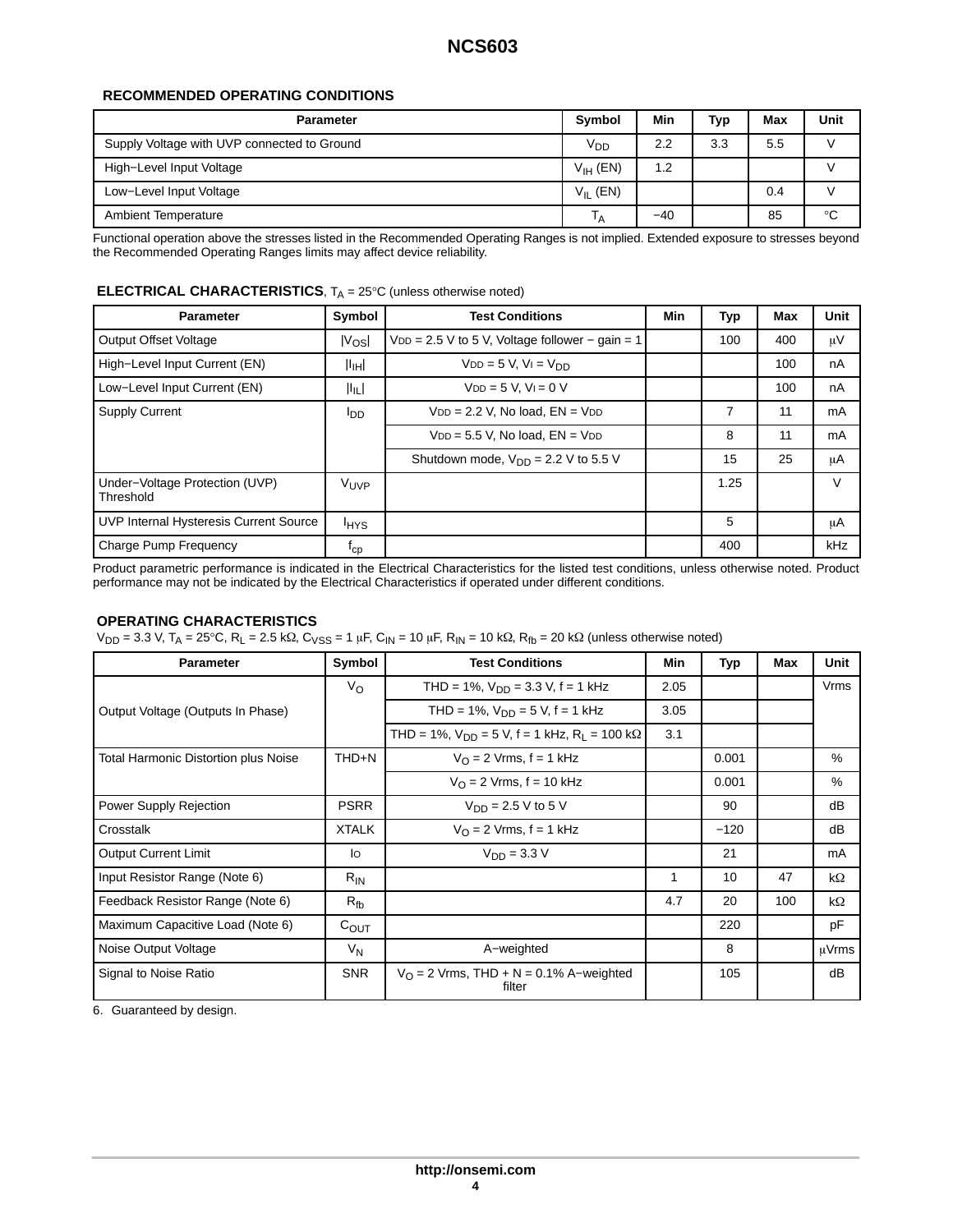### RECOMMENDED OPERATING CONDITIONS

| Parameter | Symbol | Min | Typ | Max | Unit |
|---|---|---|---|---|---|
| Supply Voltage with UVP connected to Ground | $V_{DD}$ | 2.2 | 3.3 | 5.5 | V |
| High−Level Input Voltage | $V_{IH}$ (EN) | 1.2 | | | V |
| Low−Level Input Voltage | $V_{IL}$ (EN) | | | 0.4 | V |
| Ambient Temperature | $T_A$ | −40 | | 85 | °C |

Functional operation above the stresses listed in the Recommended Operating Ranges is not implied. Extended exposure to stresses beyond the Recommended Operating Ranges limits may affect device reliability.

### ELECTRICAL CHARACTERISTICS, $T_A$ = 25°C (unless otherwise noted)

| Parameter | Symbol | Test Conditions | Min | Typ | Max | Unit |
|---|---|---|---|---|---|---|
| Output Offset Voltage | $\lvert V_{OS} \rvert$ | $V_{DD}$ = 2.5 V to 5 V, Voltage follower − gain = 1 | | 100 | 400 | μV |
| High−Level Input Current (EN) | $\lvert I_{IH} \rvert$ | $V_{DD}$ = 5 V, $V_I$ = $V_{DD}$ | | | 100 | nA |
| Low−Level Input Current (EN) | $\lvert I_{IL} \rvert$ | $V_{DD}$ = 5 V, $V_I$ = 0 V | | | 100 | nA |
| Supply Current | $I_{DD}$ | $V_{DD}$ = 2.2 V, No load, EN = $V_{DD}$ | | 7 | 11 | mA |
| | | $V_{DD}$ = 5.5 V, No load, EN = $V_{DD}$ | | 8 | 11 | mA |
| | | Shutdown mode, $V_{DD}$ = 2.2 V to 5.5 V | | 15 | 25 | μA |
| Under−Voltage Protection (UVP) Threshold | $V_{UVP}$ | | | 1.25 | | V |
| UVP Internal Hysteresis Current Source | $I_{HYS}$ | | | 5 | | μA |
| Charge Pump Frequency | $f_{cp}$ | | | 400 | | kHz |

Product parametric performance is indicated in the Electrical Characteristics for the listed test conditions, unless otherwise noted. Product performance may not be indicated by the Electrical Characteristics if operated under different conditions.

### OPERATING CHARACTERISTICS

$V_{DD}$ = 3.3 V, $T_A$ = 25°C, $R_L$ = 2.5 kΩ, $C_{VSS}$ = 1 μF, $C_{IN}$ = 10 μF, $R_{IN}$ = 10 kΩ, $R_{fb}$ = 20 kΩ (unless otherwise noted)

| Parameter | Symbol | Test Conditions | Min | Typ | Max | Unit |
|---|---|---|---|---|---|---|
| Output Voltage (Outputs In Phase) | $V_O$ | THD = 1%, $V_{DD}$ = 3.3 V, f = 1 kHz | 2.05 | | | Vrms |
| | | THD = 1%, $V_{DD}$ = 5 V, f = 1 kHz | 3.05 | | | |
| | | THD = 1%, $V_{DD}$ = 5 V, f = 1 kHz, $R_L$ = 100 kΩ | 3.1 | | | |
| Total Harmonic Distortion plus Noise | THD+N | $V_O$ = 2 Vrms, f = 1 kHz | | 0.001 | | % |
| | | $V_O$ = 2 Vrms, f = 10 kHz | | 0.001 | | % |
| Power Supply Rejection | PSRR | $V_{DD}$ = 2.5 V to 5 V | | 90 | | dB |
| Crosstalk | XTALK | $V_O$ = 2 Vrms, f = 1 kHz | | −120 | | dB |
| Output Current Limit | Io | $V_{DD}$ = 3.3 V | | 21 | | mA |
| Input Resistor Range (Note 6) | $R_{IN}$ | | 1 | 10 | 47 | kΩ |
| Feedback Resistor Range (Note 6) | $R_{fb}$ | | 4.7 | 20 | 100 | kΩ |
| Maximum Capacitive Load (Note 6) | $C_{OUT}$ | | | 220 | | pF |
| Noise Output Voltage | $V_N$ | A−weighted | | 8 | | μVrms |
| Signal to Noise Ratio | SNR | $V_O$ = 2 Vrms, THD + N = 0.1% A−weighted filter | | 105 | | dB |

6. Guaranteed by design.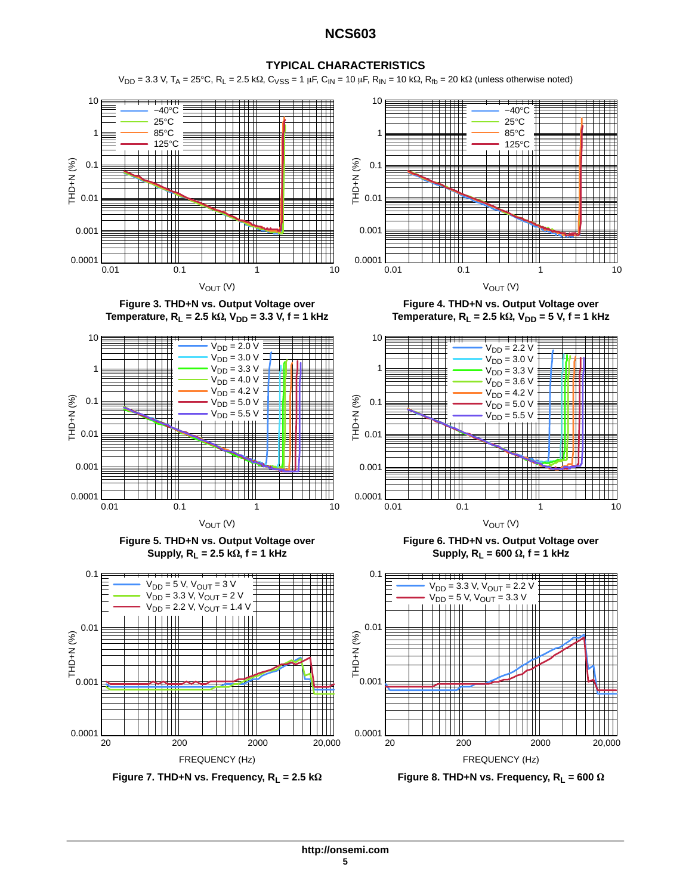## TYPICAL CHARACTERISTICS

$V_{DD}$ = 3.3 V, $T_A$ = 25°C, $R_L$ = 2.5 kΩ, $C_{VSS}$ = 1 μF, $C_{IN}$ = 10 μF, $R_{IN}$ = 10 kΩ, $R_{fb}$ = 20 kΩ (unless otherwise noted)

**Figure 3. THD+N vs. Output Voltage over Temperature, $R_L$ = 2.5 kΩ, $V_{DD}$ = 3.3 V, f = 1 kHz**

**Figure 4. THD+N vs. Output Voltage over Temperature, $R_L$ = 2.5 kΩ, $V_{DD}$ = 5 V, f = 1 kHz**

**Figure 5. THD+N vs. Output Voltage over Supply, $R_L$ = 2.5 kΩ, f = 1 kHz**

**Figure 6. THD+N vs. Output Voltage over Supply, $R_L$ = 600 Ω, f = 1 kHz**

**Figure 7. THD+N vs. Frequency, $R_L$ = 2.5 kΩ**

**Figure 8. THD+N vs. Frequency, $R_L$ = 600 Ω**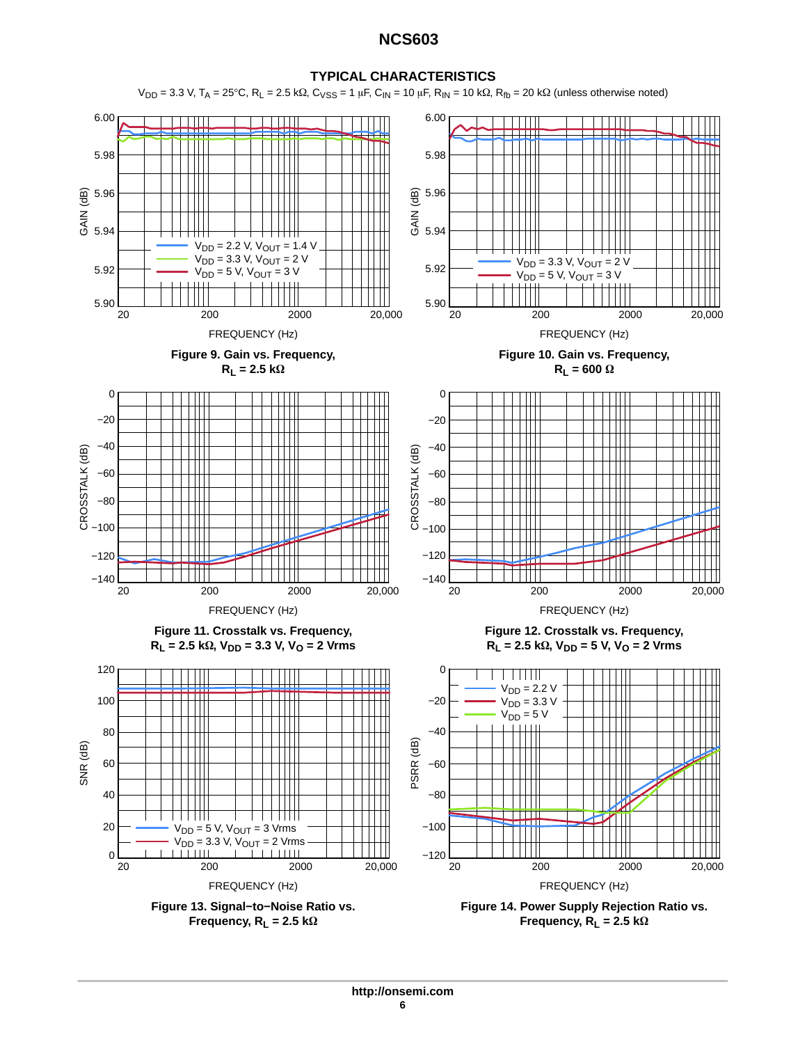## TYPICAL CHARACTERISTICS

$V_{DD}$ = 3.3 V, $T_A$ = 25°C, $R_L$ = 2.5 kΩ, $C_{VSS}$ = 1 μF, $C_{IN}$ = 10 μF, $R_{IN}$ = 10 kΩ, $R_{fb}$ = 20 kΩ (unless otherwise noted)

**Figure 9. Gain vs. Frequency, $R_L$ = 2.5 kΩ**

**Figure 10. Gain vs. Frequency, $R_L$ = 600 Ω**

**Figure 11. Crosstalk vs. Frequency, $R_L$ = 2.5 kΩ, $V_{DD}$ = 3.3 V, $V_O$ = 2 Vrms**

**Figure 12. Crosstalk vs. Frequency, $R_L$ = 2.5 kΩ, $V_{DD}$ = 5 V, $V_O$ = 2 Vrms**

**Figure 13. Signal−to−Noise Ratio vs. Frequency, $R_L$ = 2.5 kΩ**

**Figure 14. Power Supply Rejection Ratio vs. Frequency, $R_L$ = 2.5 kΩ**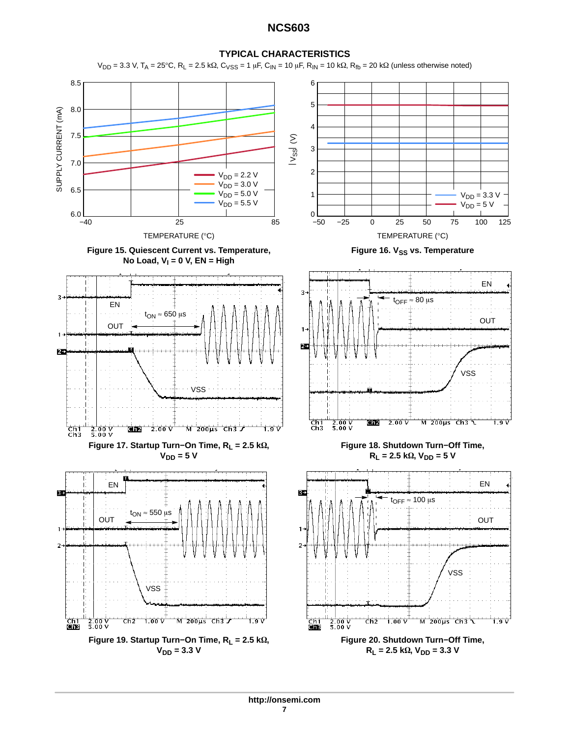## TYPICAL CHARACTERISTICS

$V_{DD}$ = 3.3 V, $T_A$ = 25°C, $R_L$ = 2.5 kΩ, $C_{VSS}$ = 1 μF, $C_{IN}$ = 10 μF, $R_{IN}$ = 10 kΩ, $R_{fb}$ = 20 kΩ (unless otherwise noted)

**Figure 15. Quiescent Current vs. Temperature, No Load, $V_I$ = 0 V, EN = High**

**Figure 16. $V_{SS}$ vs. Temperature**

**Figure 17. Startup Turn−On Time, $R_L$ = 2.5 kΩ, $V_{DD}$ = 5 V**

**Figure 18. Shutdown Turn−Off Time, $R_L$ = 2.5 kΩ, $V_{DD}$ = 5 V**

**Figure 19. Startup Turn−On Time, $R_L$ = 2.5 kΩ, $V_{DD}$ = 3.3 V**

**Figure 20. Shutdown Turn−Off Time, $R_L$ = 2.5 kΩ, $V_{DD}$ = 3.3 V**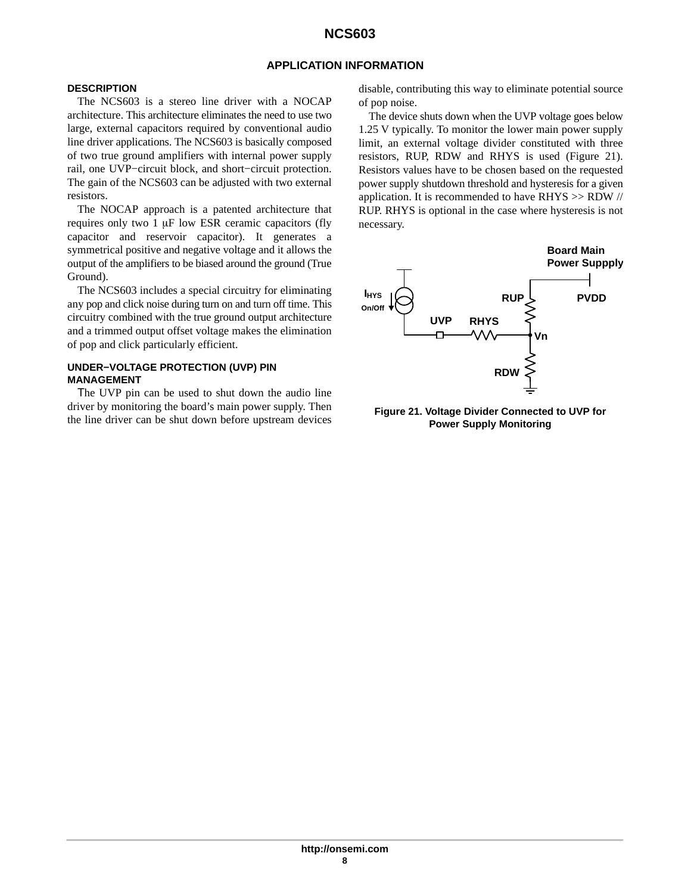## APPLICATION INFORMATION

### DESCRIPTION

The NCS603 is a stereo line driver with a NOCAP architecture. This architecture eliminates the need to use two large, external capacitors required by conventional audio line driver applications. The NCS603 is basically composed of two true ground amplifiers with internal power supply rail, one UVP−circuit block, and short−circuit protection. The gain of the NCS603 can be adjusted with two external resistors.

The NOCAP approach is a patented architecture that requires only two 1 μF low ESR ceramic capacitors (fly capacitor and reservoir capacitor). It generates a symmetrical positive and negative voltage and it allows the output of the amplifiers to be biased around the ground (True Ground).

The NCS603 includes a special circuitry for eliminating any pop and click noise during turn on and turn off time. This circuitry combined with the true ground output architecture and a trimmed output offset voltage makes the elimination of pop and click particularly efficient.

### UNDER−VOLTAGE PROTECTION (UVP) PIN MANAGEMENT

The UVP pin can be used to shut down the audio line driver by monitoring the board's main power supply. Then the line driver can be shut down before upstream devices disable, contributing this way to eliminate potential source of pop noise.

The device shuts down when the UVP voltage goes below 1.25 V typically. To monitor the lower main power supply limit, an external voltage divider constituted with three resistors, RUP, RDW and RHYS is used (Figure 21). Resistors values have to be chosen based on the requested power supply shutdown threshold and hysteresis for a given application. It is recommended to have RHYS >> RDW // RUP. RHYS is optional in the case where hysteresis is not necessary.

Figure 21. Voltage Divider Connected to UVP for Power Supply Monitoring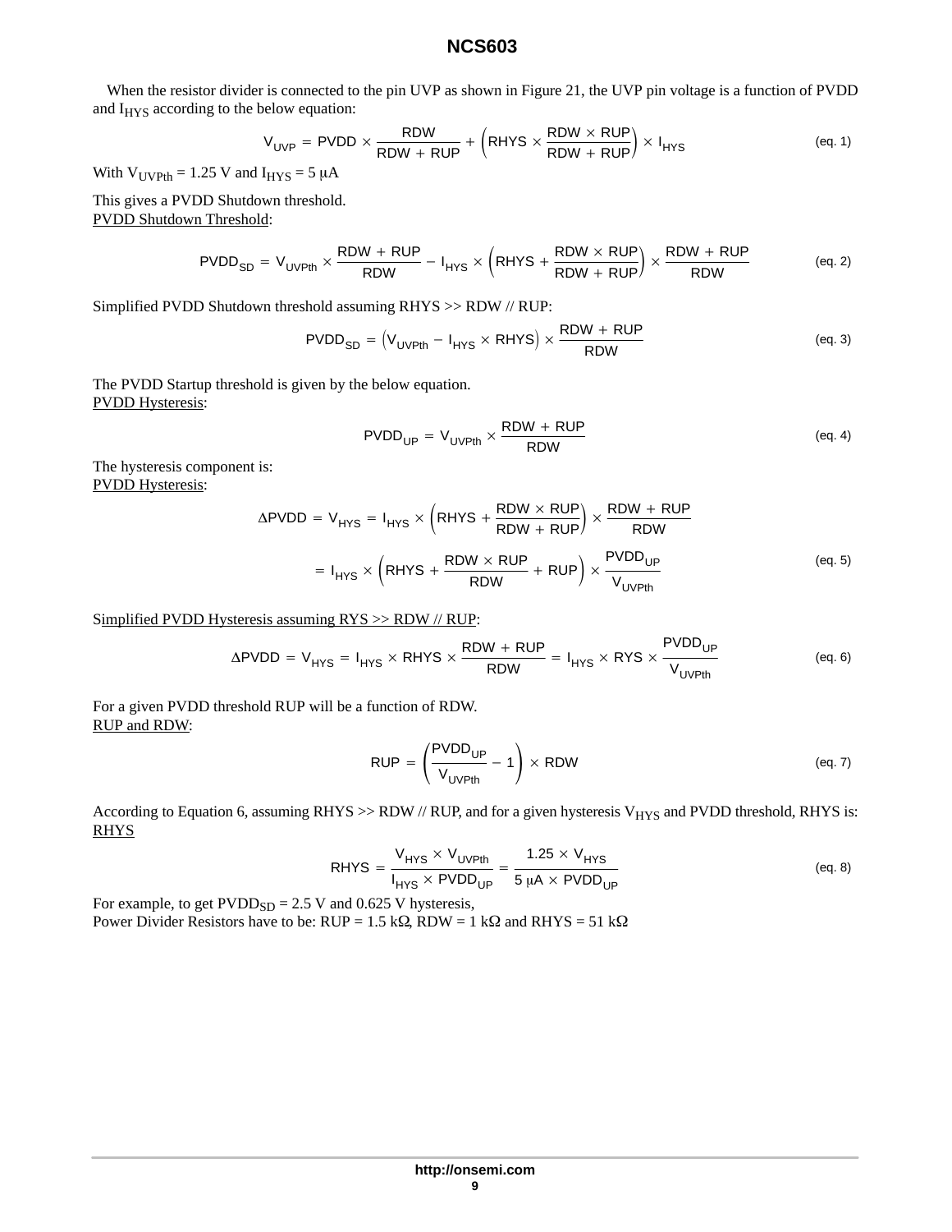When the resistor divider is connected to the pin UVP as shown in Figure 21, the UVP pin voltage is a function of PVDD and $I_{HYS}$ according to the below equation:

$$V_{UVP} = PVDD \times \frac{RDW}{RDW + RUP} + \left(RHYS \times \frac{RDW \times RUP}{RDW + RUP}\right) \times I_{HYS} \qquad \text{(eq. 1)}$$

With $V_{UVPth} = 1.25$ V and $I_{HYS} = 5$ μA

This gives a PVDD Shutdown threshold.

PVDD Shutdown Threshold:

$$PVDD_{SD} = V_{UVPth} \times \frac{RDW + RUP}{RDW} - I_{HYS} \times \left(RHYS + \frac{RDW \times RUP}{RDW + RUP}\right) \times \frac{RDW + RUP}{RDW} \qquad \text{(eq. 2)}$$

Simplified PVDD Shutdown threshold assuming RHYS >> RDW // RUP:

$$PVDD_{SD} = \left(V_{UVPth} - I_{HYS} \times RHYS\right) \times \frac{RDW + RUP}{RDW} \qquad \text{(eq. 3)}$$

The PVDD Startup threshold is given by the below equation.

PVDD Hysteresis:

$$PVDD_{UP} = V_{UVPth} \times \frac{RDW + RUP}{RDW} \qquad \text{(eq. 4)}$$

The hysteresis component is:

PVDD Hysteresis:

$$\Delta PVDD = V_{HYS} = I_{HYS} \times \left(RHYS + \frac{RDW \times RUP}{RDW + RUP}\right) \times \frac{RDW + RUP}{RDW}$$

$$= I_{HYS} \times \left(RHYS + \frac{RDW \times RUP}{RDW} + RUP\right) \times \frac{PVDD_{UP}}{V_{UVPth}} \qquad \text{(eq. 5)}$$

Simplified PVDD Hysteresis assuming RYS >> RDW // RUP:

$$\Delta PVDD = V_{HYS} = I_{HYS} \times RHYS \times \frac{RDW + RUP}{RDW} = I_{HYS} \times RYS \times \frac{PVDD_{UP}}{V_{UVPth}} \qquad \text{(eq. 6)}$$

For a given PVDD threshold RUP will be a function of RDW.

RUP and RDW:

$$RUP = \left(\frac{PVDD_{UP}}{V_{UVPth}} - 1\right) \times RDW \qquad \text{(eq. 7)}$$

According to Equation 6, assuming RHYS >> RDW // RUP, and for a given hysteresis $V_{HYS}$ and PVDD threshold, RHYS is:

RHYS

$$RHYS = \frac{V_{HYS} \times V_{UVPth}}{I_{HYS} \times PVDD_{UP}} = \frac{1.25 \times V_{HYS}}{5\ \mu A \times PVDD_{UP}} \qquad \text{(eq. 8)}$$

For example, to get $PVDD_{SD} = 2.5$ V and 0.625 V hysteresis,
Power Divider Resistors have to be: RUP = 1.5 kΩ, RDW = 1 kΩ and RHYS = 51 kΩ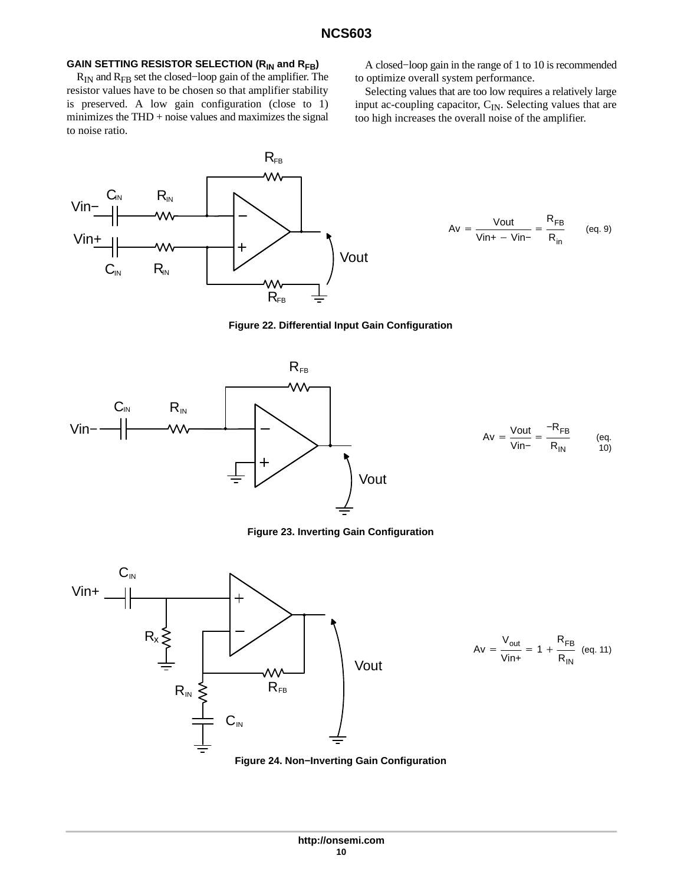### GAIN SETTING RESISTOR SELECTION ($R_{IN}$ and $R_{FB}$)

$R_{IN}$ and $R_{FB}$ set the closed−loop gain of the amplifier. The resistor values have to be chosen so that amplifier stability is preserved. A low gain configuration (close to 1) minimizes the THD + noise values and maximizes the signal to noise ratio.

A closed−loop gain in the range of 1 to 10 is recommended to optimize overall system performance.

Selecting values that are too low requires a relatively large input ac-coupling capacitor, $C_{IN}$. Selecting values that are too high increases the overall noise of the amplifier.

$$Av = \frac{Vout}{Vin+ - Vin-} = \frac{R_{FB}}{R_{in}} \quad \text{(eq. 9)}$$

Figure 22. Differential Input Gain Configuration

$$Av = \frac{Vout}{Vin-} = \frac{-R_{FB}}{R_{IN}} \quad \text{(eq. 10)}$$

Figure 23. Inverting Gain Configuration

$$Av = \frac{V_{out}}{Vin+} = 1 + \frac{R_{FB}}{R_{IN}} \quad \text{(eq. 11)}$$

Figure 24. Non−Inverting Gain Configuration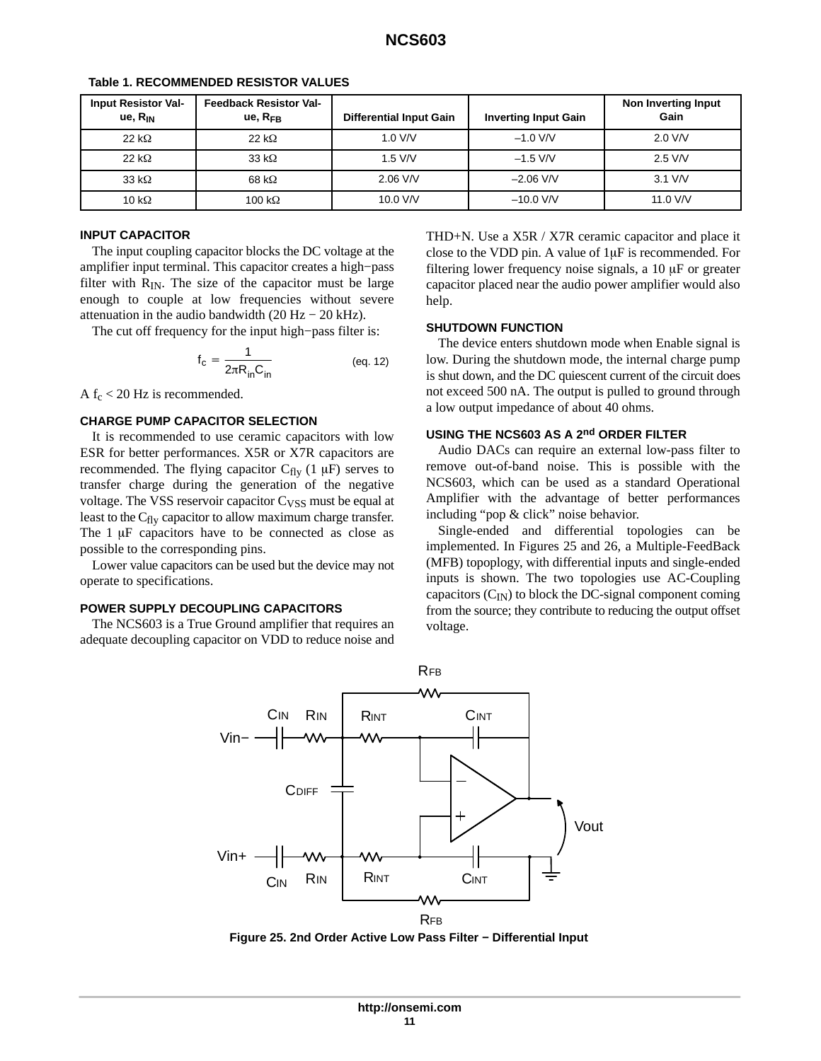**Table 1. RECOMMENDED RESISTOR VALUES**

| Input Resistor Value, $R_{IN}$ | Feedback Resistor Value, $R_{FB}$ | Differential Input Gain | Inverting Input Gain | Non Inverting Input Gain |
|---|---|---|---|---|
| 22 kΩ | 22 kΩ | 1.0 V/V | –1.0 V/V | 2.0 V/V |
| 22 kΩ | 33 kΩ | 1.5 V/V | –1.5 V/V | 2.5 V/V |
| 33 kΩ | 68 kΩ | 2.06 V/V | –2.06 V/V | 3.1 V/V |
| 10 kΩ | 100 kΩ | 10.0 V/V | –10.0 V/V | 11.0 V/V |

### INPUT CAPACITOR

The input coupling capacitor blocks the DC voltage at the amplifier input terminal. This capacitor creates a high−pass filter with $R_{IN}$. The size of the capacitor must be large enough to couple at low frequencies without severe attenuation in the audio bandwidth (20 Hz − 20 kHz).

The cut off frequency for the input high−pass filter is:

$$f_c = \frac{1}{2\pi R_{in} C_{in}} \qquad \text{(eq. 12)}$$

A $f_c$ < 20 Hz is recommended.

### CHARGE PUMP CAPACITOR SELECTION

It is recommended to use ceramic capacitors with low ESR for better performances. X5R or X7R capacitors are recommended. The flying capacitor $C_{fly}$ (1 μF) serves to transfer charge during the generation of the negative voltage. The VSS reservoir capacitor $C_{VSS}$ must be equal at least to the $C_{fly}$ capacitor to allow maximum charge transfer. The 1 μF capacitors have to be connected as close as possible to the corresponding pins.

Lower value capacitors can be used but the device may not operate to specifications.

### POWER SUPPLY DECOUPLING CAPACITORS

The NCS603 is a True Ground amplifier that requires an adequate decoupling capacitor on VDD to reduce noise and THD+N. Use a X5R / X7R ceramic capacitor and place it close to the VDD pin. A value of 1μF is recommended. For filtering lower frequency noise signals, a 10 μF or greater capacitor placed near the audio power amplifier would also help.

### SHUTDOWN FUNCTION

The device enters shutdown mode when Enable signal is low. During the shutdown mode, the internal charge pump is shut down, and the DC quiescent current of the circuit does not exceed 500 nA. The output is pulled to ground through a low output impedance of about 40 ohms.

### USING THE NCS603 AS A 2nd ORDER FILTER

Audio DACs can require an external low-pass filter to remove out-of-band noise. This is possible with the NCS603, which can be used as a standard Operational Amplifier with the advantage of better performances including “pop & click” noise behavior.

Single-ended and differential topologies can be implemented. In Figures 25 and 26, a Multiple-FeedBack (MFB) topoplogy, with differential inputs and single-ended inputs is shown. The two topologies use AC-Coupling capacitors ($C_{IN}$) to block the DC-signal component coming from the source; they contribute to reducing the output offset voltage.

**Figure 25. 2nd Order Active Low Pass Filter − Differential Input**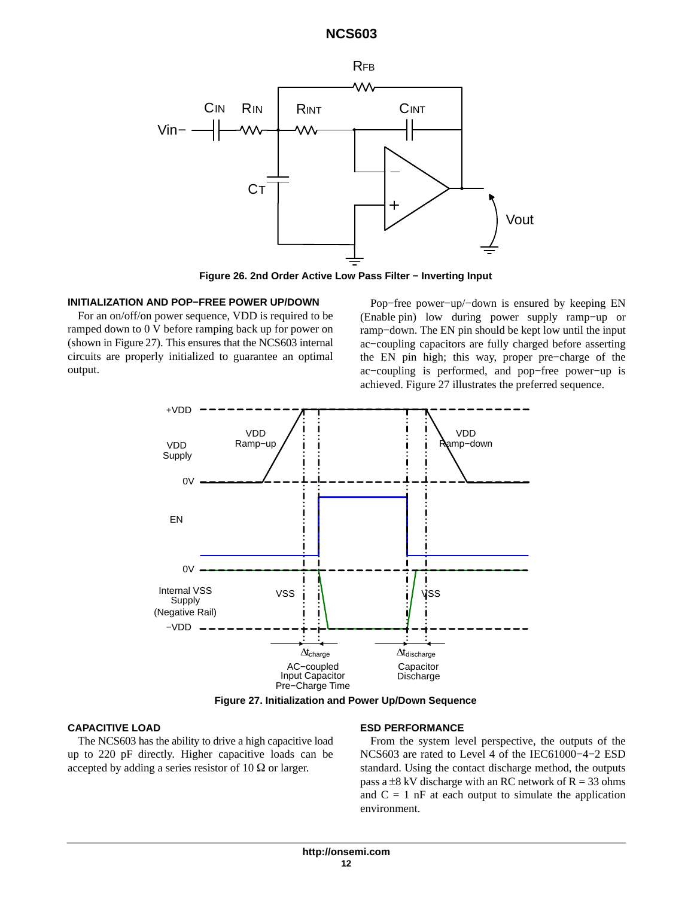**Figure 26. 2nd Order Active Low Pass Filter − Inverting Input**

### INITIALIZATION AND POP−FREE POWER UP/DOWN

For an on/off/on power sequence, VDD is required to be ramped down to 0 V before ramping back up for power on (shown in Figure 27). This ensures that the NCS603 internal circuits are properly initialized to guarantee an optimal output.

Pop−free power−up/−down is ensured by keeping EN (Enable pin) low during power supply ramp−up or ramp−down. The EN pin should be kept low until the input ac−coupling capacitors are fully charged before asserting the EN pin high; this way, proper pre−charge of the ac−coupling is performed, and pop−free power−up is achieved. Figure 27 illustrates the preferred sequence.

**Figure 27. Initialization and Power Up/Down Sequence**

### CAPACITIVE LOAD

The NCS603 has the ability to drive a high capacitive load up to 220 pF directly. Higher capacitive loads can be accepted by adding a series resistor of 10 Ω or larger.

### ESD PERFORMANCE

From the system level perspective, the outputs of the NCS603 are rated to Level 4 of the IEC61000−4−2 ESD standard. Using the contact discharge method, the outputs pass a ±8 kV discharge with an RC network of R = 33 ohms and C = 1 nF at each output to simulate the application environment.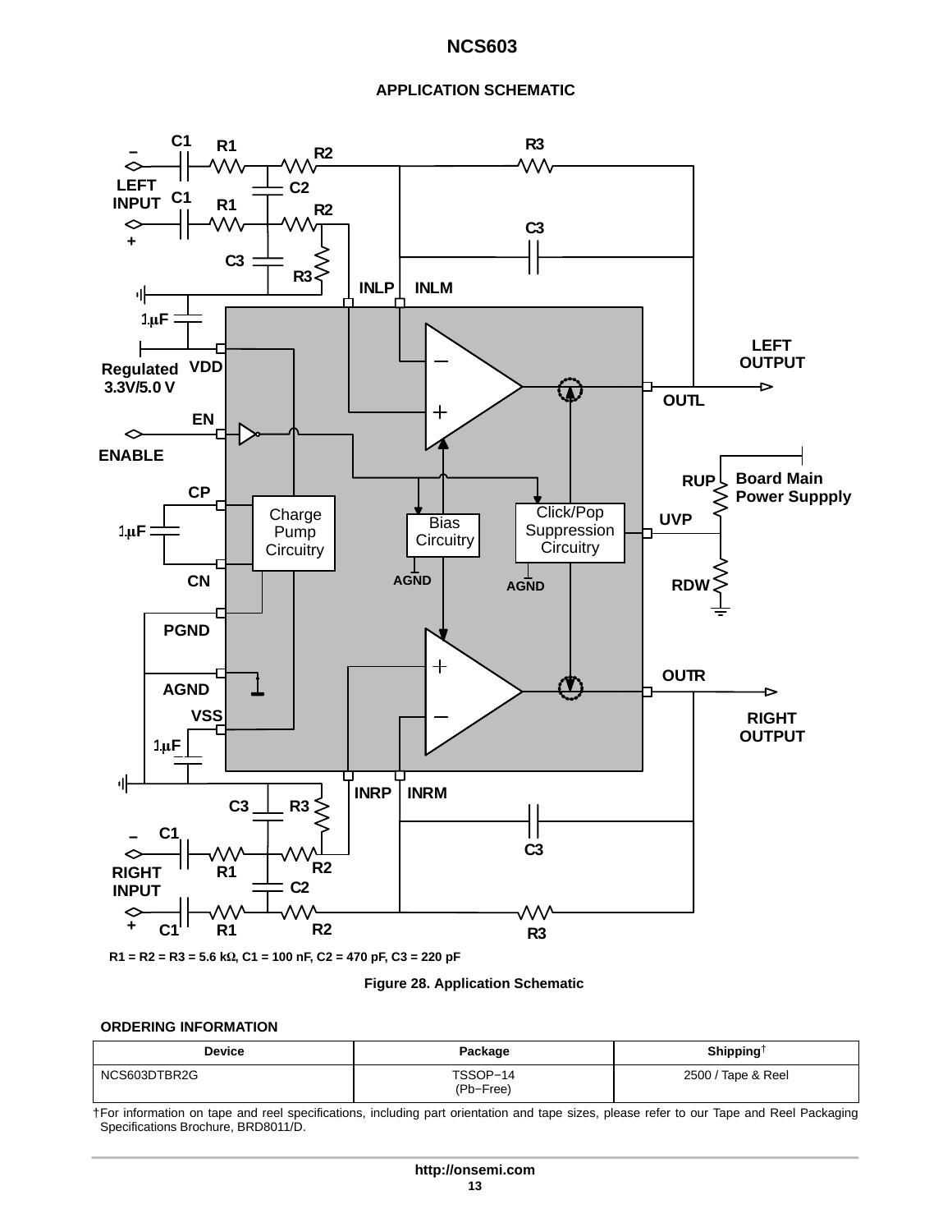## APPLICATION SCHEMATIC

R1 = R2 = R3 = 5.6 kΩ, C1 = 100 nF, C2 = 470 pF, C3 = 220 pF

Figure 28. Application Schematic

## ORDERING INFORMATION

| Device | Package | Shipping† |
|---|---|---|
| NCS603DTBR2G | TSSOP−14 (Pb−Free) | 2500 / Tape & Reel |

†For information on tape and reel specifications, including part orientation and tape sizes, please refer to our Tape and Reel Packaging Specifications Brochure, BRD8011/D.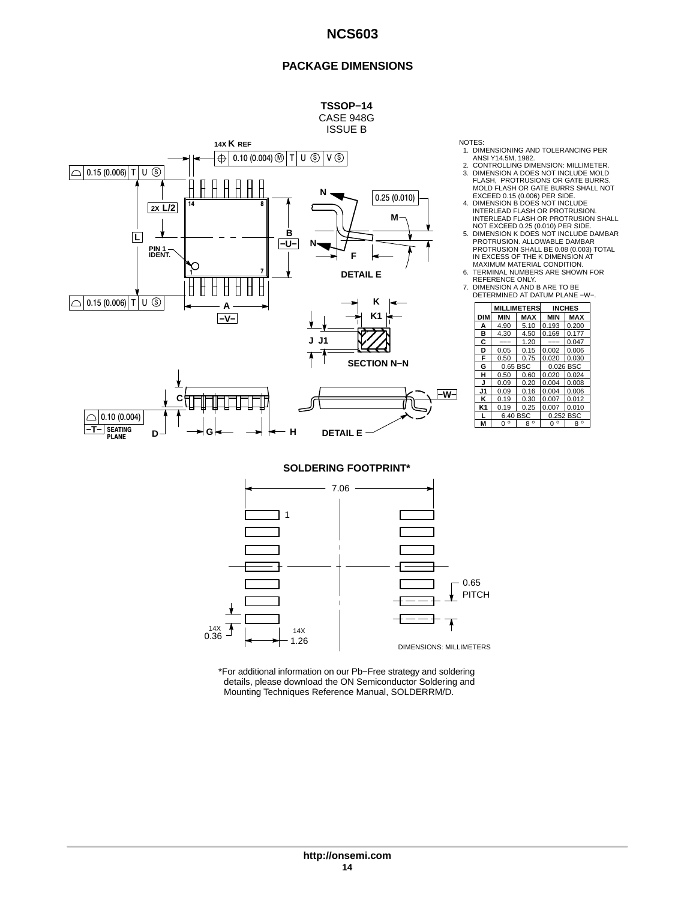## PACKAGE DIMENSIONS

**TSSOP−14**
CASE 948G
ISSUE B

NOTES:
1. DIMENSIONING AND TOLERANCING PER ANSI Y14.5M, 1982.
2. CONTROLLING DIMENSION: MILLIMETER.
3. DIMENSION A DOES NOT INCLUDE MOLD FLASH, PROTRUSIONS OR GATE BURRS. MOLD FLASH OR GATE BURRS SHALL NOT EXCEED 0.15 (0.006) PER SIDE.
4. DIMENSION B DOES NOT INCLUDE INTERLEAD FLASH OR PROTRUSION. INTERLEAD FLASH OR PROTRUSION SHALL NOT EXCEED 0.25 (0.010) PER SIDE.
5. DIMENSION K DOES NOT INCLUDE DAMBAR PROTRUSION. ALLOWABLE DAMBAR PROTRUSION SHALL BE 0.08 (0.003) TOTAL IN EXCESS OF THE K DIMENSION AT MAXIMUM MATERIAL CONDITION.
6. TERMINAL NUMBERS ARE SHOWN FOR REFERENCE ONLY.
7. DIMENSION A AND B ARE TO BE DETERMINED AT DATUM PLANE −W−.

| DIM | MILLIMETERS MIN | MILLIMETERS MAX | INCHES MIN | INCHES MAX |
|---|---|---|---|---|
| A | 4.90 | 5.10 | 0.193 | 0.200 |
| B | 4.30 | 4.50 | 0.169 | 0.177 |
| C | −−− | 1.20 | −−− | 0.047 |
| D | 0.05 | 0.15 | 0.002 | 0.006 |
| F | 0.50 | 0.75 | 0.020 | 0.030 |
| G | 0.65 BSC | | 0.026 BSC | |
| H | 0.50 | 0.60 | 0.020 | 0.024 |
| J | 0.09 | 0.20 | 0.004 | 0.008 |
| J1 | 0.09 | 0.16 | 0.004 | 0.006 |
| K | 0.19 | 0.30 | 0.007 | 0.012 |
| K1 | 0.19 | 0.25 | 0.007 | 0.010 |
| L | 6.40 BSC | | 0.252 BSC | |
| M | 0 ° | 8 ° | 0 ° | 8 ° |

### SOLDERING FOOTPRINT*

DIMENSIONS: MILLIMETERS

*For additional information on our Pb−Free strategy and soldering details, please download the ON Semiconductor Soldering and Mounting Techniques Reference Manual, SOLDERRM/D.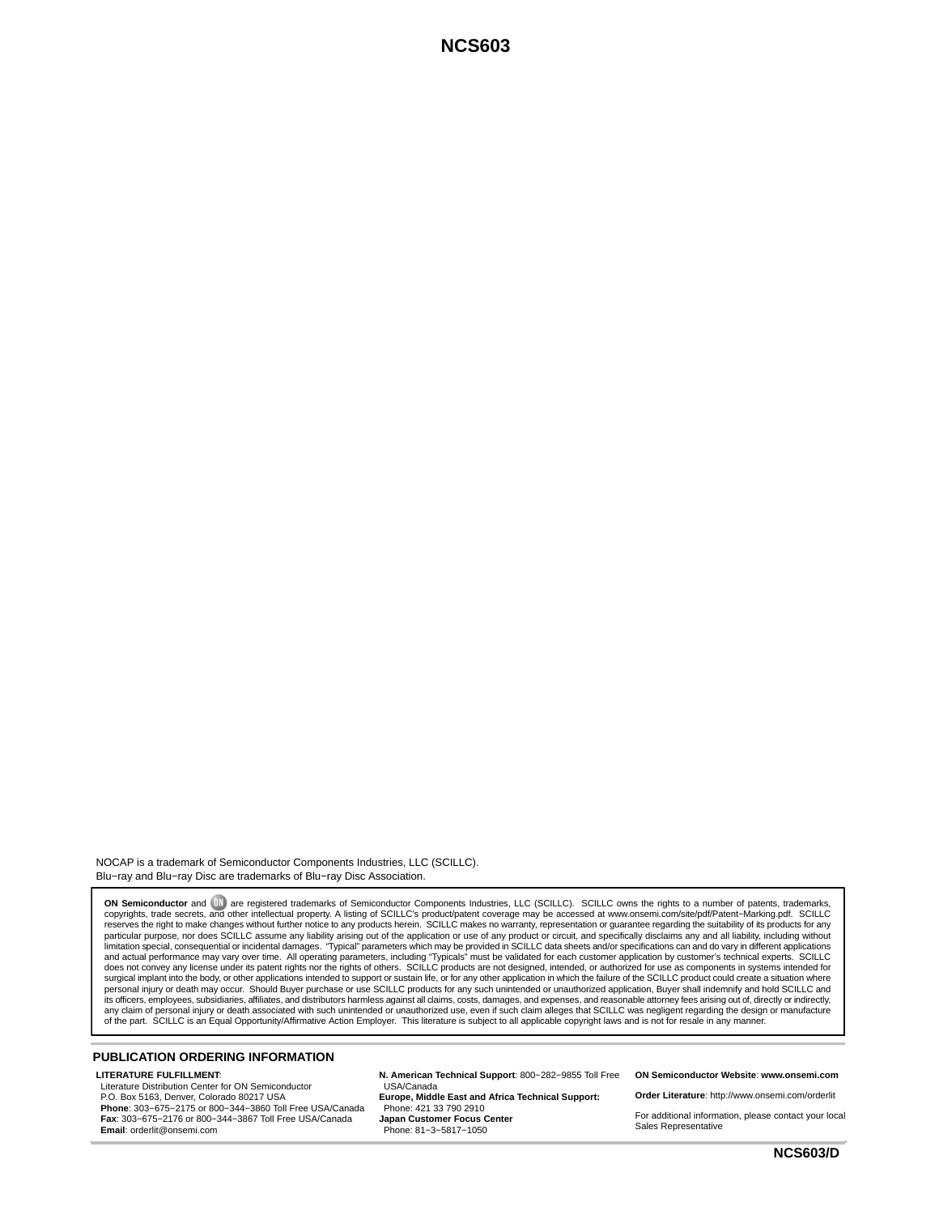NOCAP is a trademark of Semiconductor Components Industries, LLC (SCILLC).
Blu−ray and Blu−ray Disc are trademarks of Blu−ray Disc Association.

**ON Semiconductor** and are registered trademarks of Semiconductor Components Industries, LLC (SCILLC). SCILLC owns the rights to a number of patents, trademarks, copyrights, trade secrets, and other intellectual property. A listing of SCILLC's product/patent coverage may be accessed at www.onsemi.com/site/pdf/Patent−Marking.pdf. SCILLC reserves the right to make changes without further notice to any products herein. SCILLC makes no warranty, representation or guarantee regarding the suitability of its products for any particular purpose, nor does SCILLC assume any liability arising out of the application or use of any product or circuit, and specifically disclaims any and all liability, including without limitation special, consequential or incidental damages. "Typical" parameters which may be provided in SCILLC data sheets and/or specifications can and do vary in different applications and actual performance may vary over time. All operating parameters, including "Typicals" must be validated for each customer application by customer's technical experts. SCILLC does not convey any license under its patent rights nor the rights of others. SCILLC products are not designed, intended, or authorized for use as components in systems intended for surgical implant into the body, or other applications intended to support or sustain life, or for any other application in which the failure of the SCILLC product could create a situation where personal injury or death may occur. Should Buyer purchase or use SCILLC products for any such unintended or unauthorized application, Buyer shall indemnify and hold SCILLC and its officers, employees, subsidiaries, affiliates, and distributors harmless against all claims, costs, damages, and expenses, and reasonable attorney fees arising out of, directly or indirectly, any claim of personal injury or death associated with such unintended or unauthorized use, even if such claim alleges that SCILLC was negligent regarding the design or manufacture of the part. SCILLC is an Equal Opportunity/Affirmative Action Employer. This literature is subject to all applicable copyright laws and is not for resale in any manner.

## PUBLICATION ORDERING INFORMATION

**LITERATURE FULFILLMENT**:
Literature Distribution Center for ON Semiconductor
P.O. Box 5163, Denver, Colorado 80217 USA
**Phone**: 303−675−2175 or 800−344−3860 Toll Free USA/Canada
**Fax**: 303−675−2176 or 800−344−3867 Toll Free USA/Canada
**Email**: orderlit@onsemi.com

**N. American Technical Support**: 800−282−9855 Toll Free USA/Canada
**Europe, Middle East and Africa Technical Support:**
Phone: 421 33 790 2910
**Japan Customer Focus Center**
Phone: 81−3−5817−1050

**ON Semiconductor Website**: **www.onsemi.com**

**Order Literature**: http://www.onsemi.com/orderlit

For additional information, please contact your local Sales Representative

**NCS603/D**